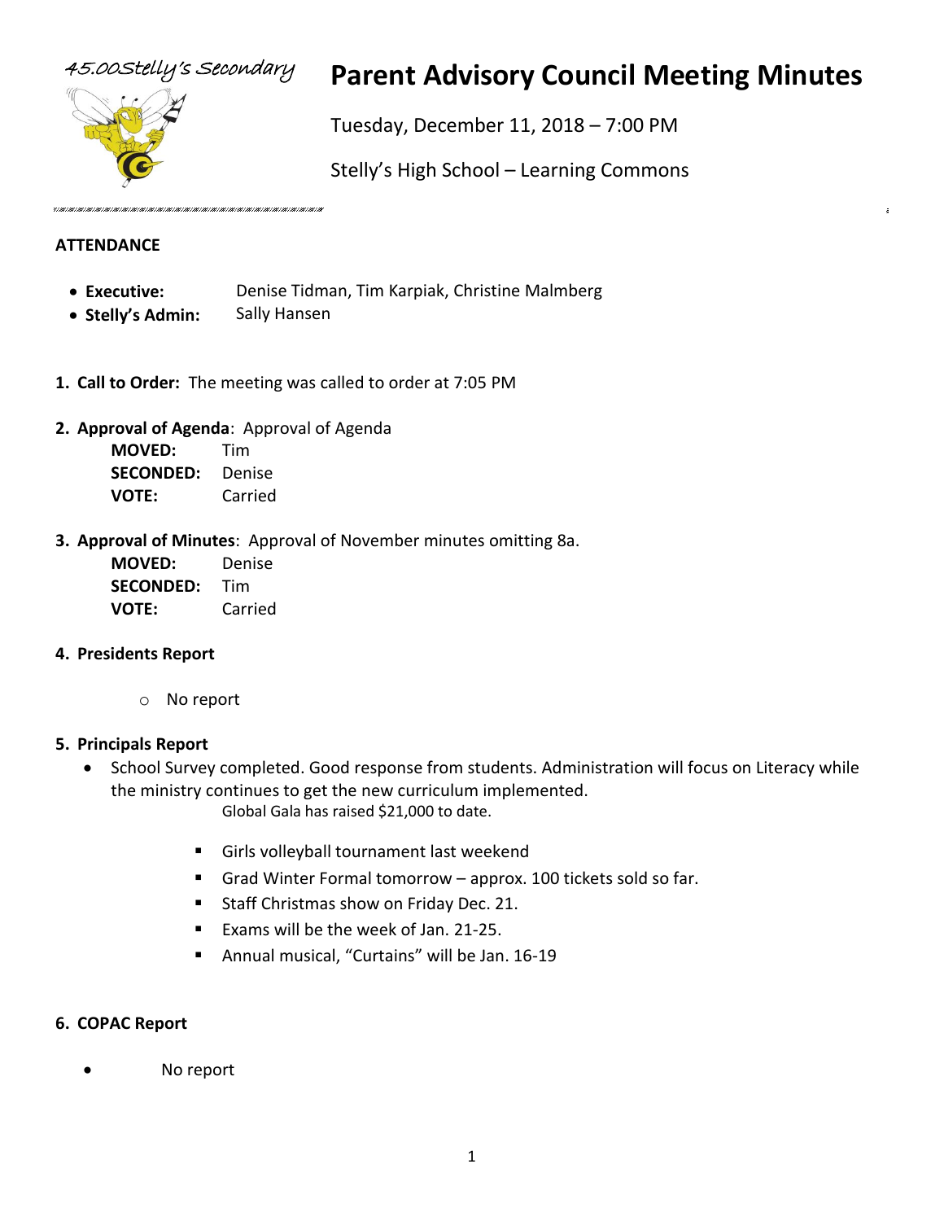45.00Stelly's Secondary

# Parent Advisory Council Meeting Minutes

Tuesday, December 11, 2018 – 7:00 PM

Stelly's High School – Learning Commons

## ATTENDANCE

- **Executive:** Denise Tidman, Tim Karpiak, Christine Malmberg
- **Stelly's Admin:** Sally Hansen

1. **Call to Order:** The meeting was called to order at 7:05 PM

2. **Approval of Agenda**: Approval of Agenda

   **MOVED:** Tim
   **SECONDED:** Denise
   **VOTE:** Carried

3. **Approval of Minutes**: Approval of November minutes omitting 8a.

   **MOVED:** Denise
   **SECONDED:** Tim
   **VOTE:** Carried

4. **Presidents Report**

   - No report

5. **Principals Report**

   - School Survey completed. Good response from students. Administration will focus on Literacy while the ministry continues to get the new curriculum implemented.

     Global Gala has raised $21,000 to date.

     - Girls volleyball tournament last weekend
     - Grad Winter Formal tomorrow – approx. 100 tickets sold so far.
     - Staff Christmas show on Friday Dec. 21.
     - Exams will be the week of Jan. 21-25.
     - Annual musical, "Curtains" will be Jan. 16-19

6. **COPAC Report**

   - No report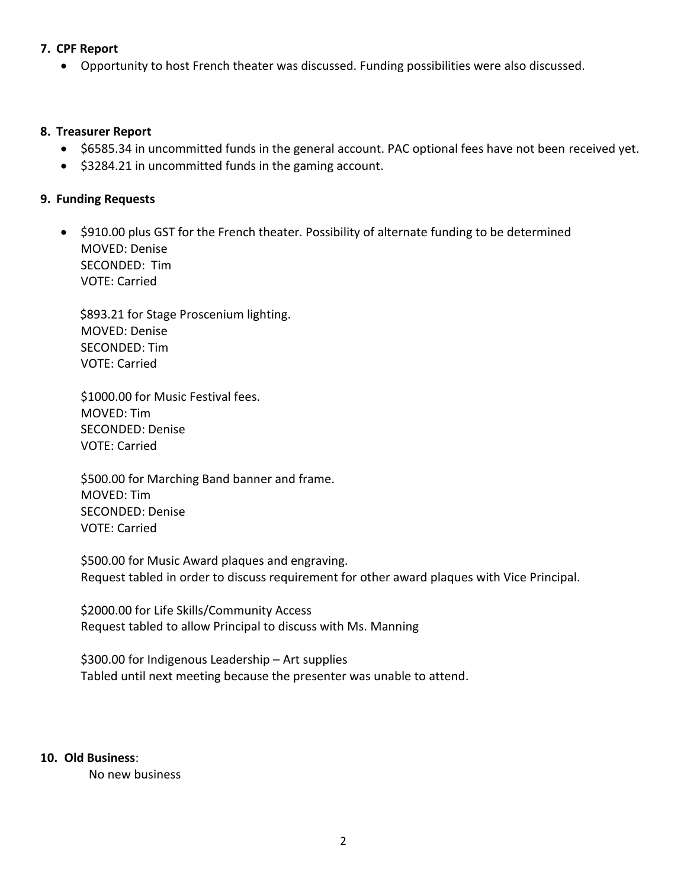## 7. CPF Report

- Opportunity to host French theater was discussed. Funding possibilities were also discussed.

## 8. Treasurer Report

- $6585.34 in uncommitted funds in the general account. PAC optional fees have not been received yet.
- $3284.21 in uncommitted funds in the gaming account.

## 9. Funding Requests

- $910.00 plus GST for the French theater. Possibility of alternate funding to be determined
  MOVED: Denise
  SECONDED: Tim
  VOTE: Carried

  $893.21 for Stage Proscenium lighting.
  MOVED: Denise
  SECONDED: Tim
  VOTE: Carried

  $1000.00 for Music Festival fees.
  MOVED: Tim
  SECONDED: Denise
  VOTE: Carried

  $500.00 for Marching Band banner and frame.
  MOVED: Tim
  SECONDED: Denise
  VOTE: Carried

  $500.00 for Music Award plaques and engraving.
  Request tabled in order to discuss requirement for other award plaques with Vice Principal.

  $2000.00 for Life Skills/Community Access
  Request tabled to allow Principal to discuss with Ms. Manning

  $300.00 for Indigenous Leadership – Art supplies
  Tabled until next meeting because the presenter was unable to attend.

## 10. Old Business:

No new business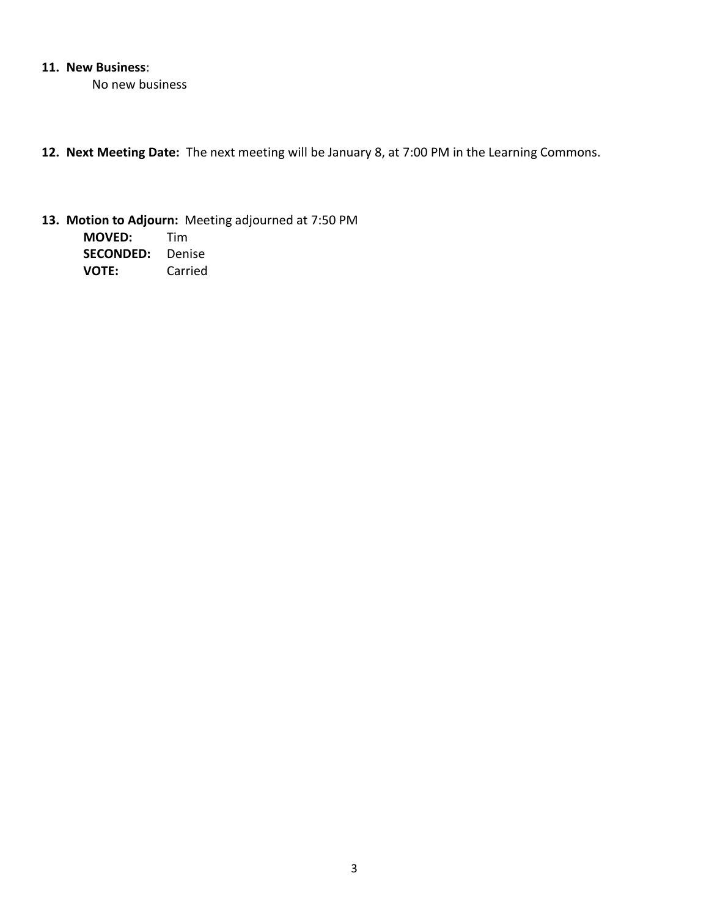11. **New Business**:

    No new business

12. **Next Meeting Date:** The next meeting will be January 8, at 7:00 PM in the Learning Commons.

13. **Motion to Adjourn:** Meeting adjourned at 7:50 PM

    **MOVED:** Tim
    **SECONDED:** Denise
    **VOTE:** Carried